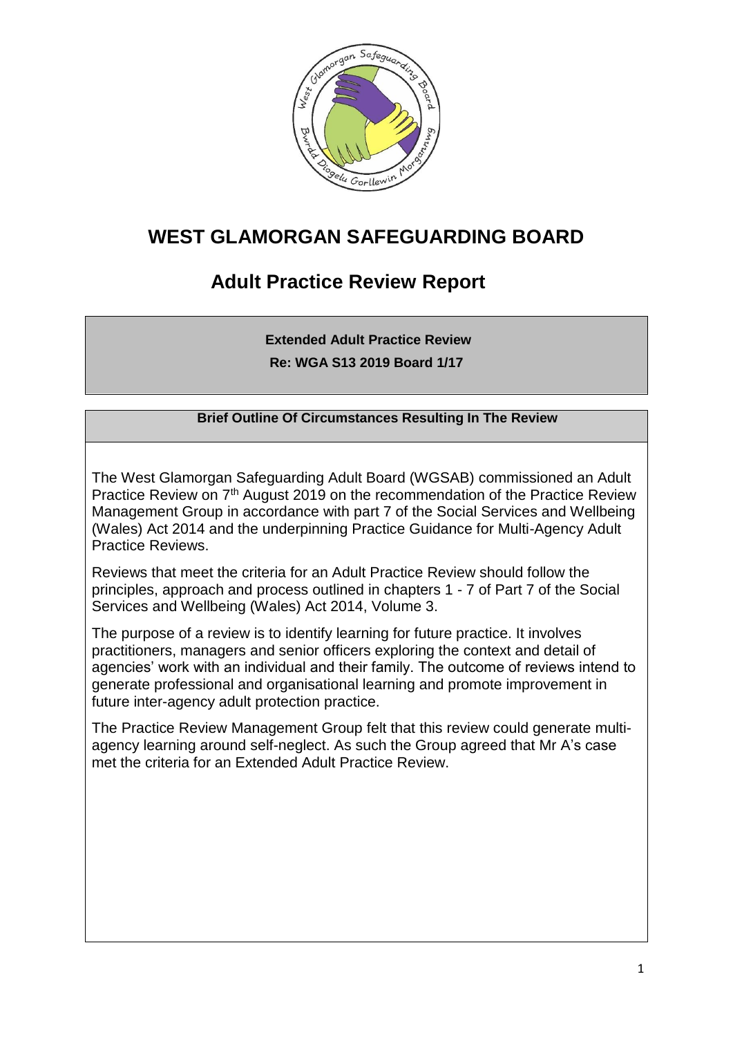# WEST GLAMORGAN SAFEGUARDING BOARD

## Adult Practice Review Report

**Extended Adult Practice Review**

**Re: WGA S13 2019 Board 1/17**

**Brief Outline Of Circumstances Resulting In The Review**

The West Glamorgan Safeguarding Adult Board (WGSAB) commissioned an Adult Practice Review on 7th August 2019 on the recommendation of the Practice Review Management Group in accordance with part 7 of the Social Services and Wellbeing (Wales) Act 2014 and the underpinning Practice Guidance for Multi-Agency Adult Practice Reviews.

Reviews that meet the criteria for an Adult Practice Review should follow the principles, approach and process outlined in chapters 1 - 7 of Part 7 of the Social Services and Wellbeing (Wales) Act 2014, Volume 3.

The purpose of a review is to identify learning for future practice. It involves practitioners, managers and senior officers exploring the context and detail of agencies' work with an individual and their family. The outcome of reviews intend to generate professional and organisational learning and promote improvement in future inter-agency adult protection practice.

The Practice Review Management Group felt that this review could generate multi-agency learning around self-neglect. As such the Group agreed that Mr A's case met the criteria for an Extended Adult Practice Review.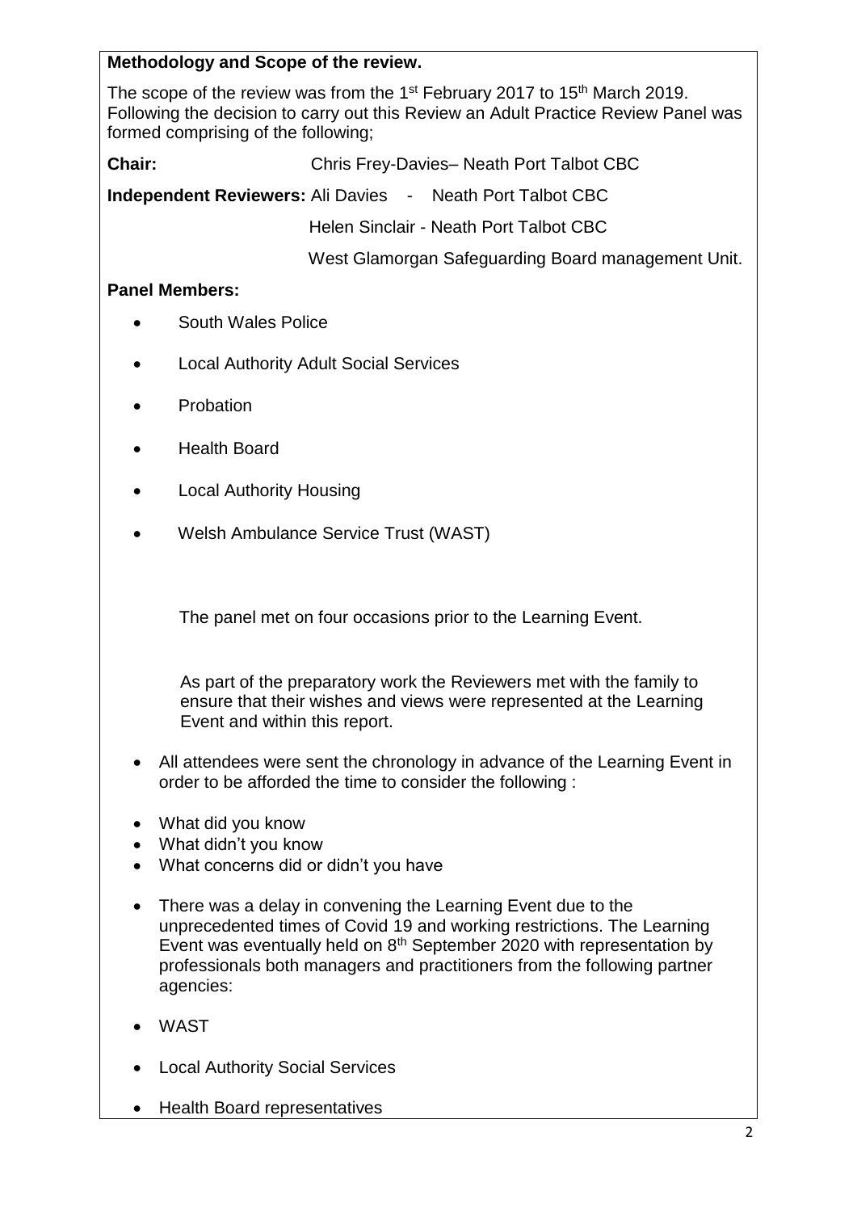**Methodology and Scope of the review.**

The scope of the review was from the 1st February 2017 to 15th March 2019. Following the decision to carry out this Review an Adult Practice Review Panel was formed comprising of the following;

**Chair:** Chris Frey-Davies– Neath Port Talbot CBC

**Independent Reviewers:** Ali Davies - Neath Port Talbot CBC

Helen Sinclair - Neath Port Talbot CBC

West Glamorgan Safeguarding Board management Unit.

**Panel Members:**

- South Wales Police
- Local Authority Adult Social Services
- Probation
- Health Board
- Local Authority Housing
- Welsh Ambulance Service Trust (WAST)

The panel met on four occasions prior to the Learning Event.

As part of the preparatory work the Reviewers met with the family to ensure that their wishes and views were represented at the Learning Event and within this report.

- All attendees were sent the chronology in advance of the Learning Event in order to be afforded the time to consider the following :

- What did you know
- What didn't you know
- What concerns did or didn't you have

- There was a delay in convening the Learning Event due to the unprecedented times of Covid 19 and working restrictions. The Learning Event was eventually held on 8th September 2020 with representation by professionals both managers and practitioners from the following partner agencies:

- WAST
- Local Authority Social Services
- Health Board representatives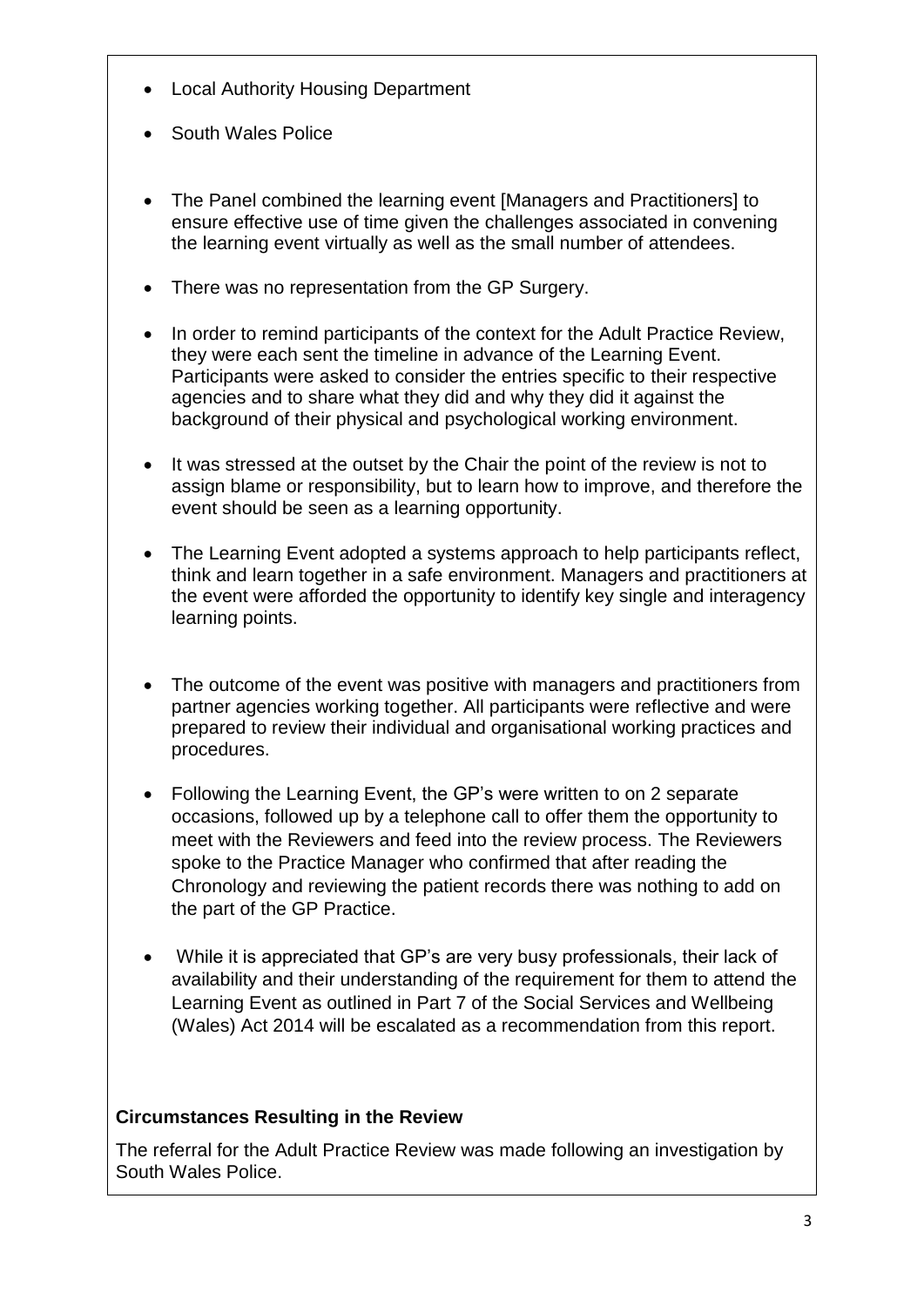- Local Authority Housing Department
- South Wales Police
- The Panel combined the learning event [Managers and Practitioners] to ensure effective use of time given the challenges associated in convening the learning event virtually as well as the small number of attendees.
- There was no representation from the GP Surgery.
- In order to remind participants of the context for the Adult Practice Review, they were each sent the timeline in advance of the Learning Event. Participants were asked to consider the entries specific to their respective agencies and to share what they did and why they did it against the background of their physical and psychological working environment.
- It was stressed at the outset by the Chair the point of the review is not to assign blame or responsibility, but to learn how to improve, and therefore the event should be seen as a learning opportunity.
- The Learning Event adopted a systems approach to help participants reflect, think and learn together in a safe environment. Managers and practitioners at the event were afforded the opportunity to identify key single and interagency learning points.
- The outcome of the event was positive with managers and practitioners from partner agencies working together. All participants were reflective and were prepared to review their individual and organisational working practices and procedures.
- Following the Learning Event, the GP's were written to on 2 separate occasions, followed up by a telephone call to offer them the opportunity to meet with the Reviewers and feed into the review process. The Reviewers spoke to the Practice Manager who confirmed that after reading the Chronology and reviewing the patient records there was nothing to add on the part of the GP Practice.
- While it is appreciated that GP's are very busy professionals, their lack of availability and their understanding of the requirement for them to attend the Learning Event as outlined in Part 7 of the Social Services and Wellbeing (Wales) Act 2014 will be escalated as a recommendation from this report.

**Circumstances Resulting in the Review**

The referral for the Adult Practice Review was made following an investigation by South Wales Police.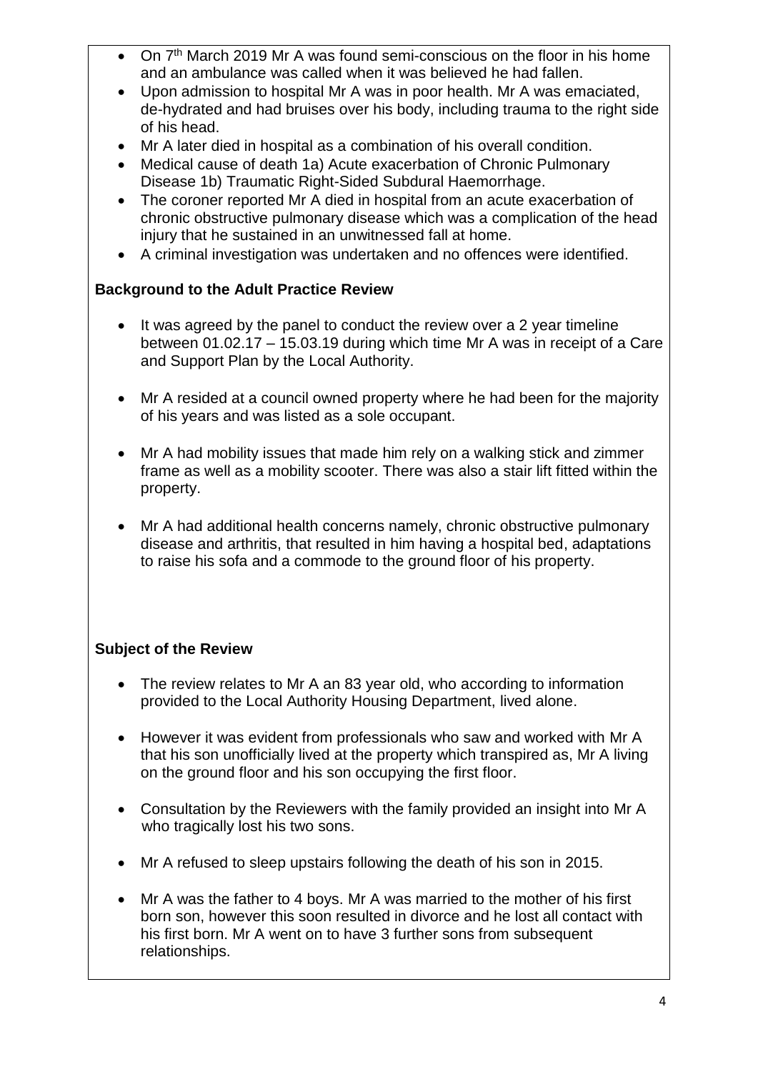- On 7th March 2019 Mr A was found semi-conscious on the floor in his home and an ambulance was called when it was believed he had fallen.
- Upon admission to hospital Mr A was in poor health. Mr A was emaciated, de-hydrated and had bruises over his body, including trauma to the right side of his head.
- Mr A later died in hospital as a combination of his overall condition.
- Medical cause of death 1a) Acute exacerbation of Chronic Pulmonary Disease 1b) Traumatic Right-Sided Subdural Haemorrhage.
- The coroner reported Mr A died in hospital from an acute exacerbation of chronic obstructive pulmonary disease which was a complication of the head injury that he sustained in an unwitnessed fall at home.
- A criminal investigation was undertaken and no offences were identified.

**Background to the Adult Practice Review**

- It was agreed by the panel to conduct the review over a 2 year timeline between 01.02.17 – 15.03.19 during which time Mr A was in receipt of a Care and Support Plan by the Local Authority.

- Mr A resided at a council owned property where he had been for the majority of his years and was listed as a sole occupant.

- Mr A had mobility issues that made him rely on a walking stick and zimmer frame as well as a mobility scooter. There was also a stair lift fitted within the property.

- Mr A had additional health concerns namely, chronic obstructive pulmonary disease and arthritis, that resulted in him having a hospital bed, adaptations to raise his sofa and a commode to the ground floor of his property.

**Subject of the Review**

- The review relates to Mr A an 83 year old, who according to information provided to the Local Authority Housing Department, lived alone.

- However it was evident from professionals who saw and worked with Mr A that his son unofficially lived at the property which transpired as, Mr A living on the ground floor and his son occupying the first floor.

- Consultation by the Reviewers with the family provided an insight into Mr A who tragically lost his two sons.

- Mr A refused to sleep upstairs following the death of his son in 2015.

- Mr A was the father to 4 boys. Mr A was married to the mother of his first born son, however this soon resulted in divorce and he lost all contact with his first born. Mr A went on to have 3 further sons from subsequent relationships.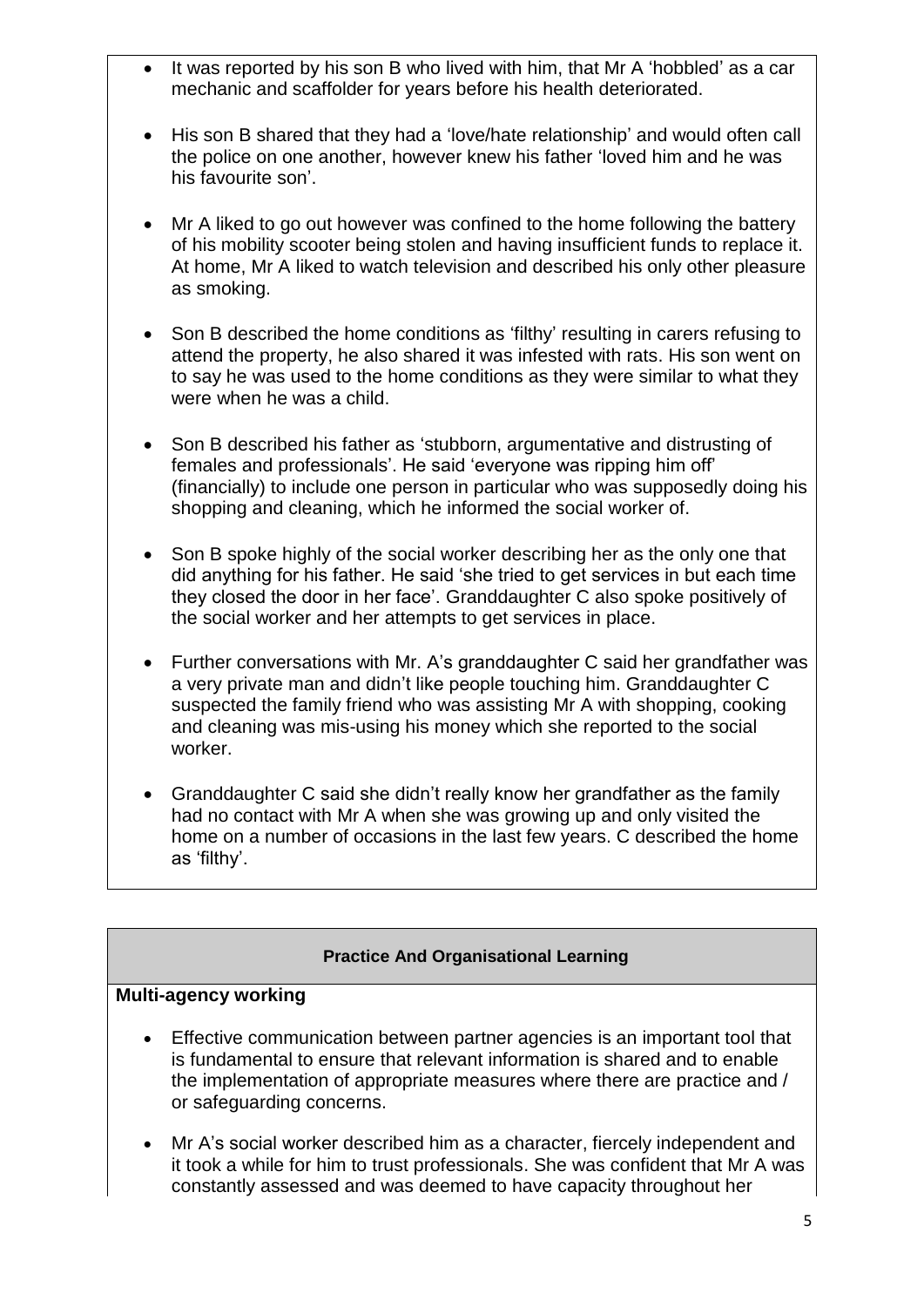- It was reported by his son B who lived with him, that Mr A 'hobbled' as a car mechanic and scaffolder for years before his health deteriorated.

- His son B shared that they had a 'love/hate relationship' and would often call the police on one another, however knew his father 'loved him and he was his favourite son'.

- Mr A liked to go out however was confined to the home following the battery of his mobility scooter being stolen and having insufficient funds to replace it. At home, Mr A liked to watch television and described his only other pleasure as smoking.

- Son B described the home conditions as 'filthy' resulting in carers refusing to attend the property, he also shared it was infested with rats. His son went on to say he was used to the home conditions as they were similar to what they were when he was a child.

- Son B described his father as 'stubborn, argumentative and distrusting of females and professionals'. He said 'everyone was ripping him off' (financially) to include one person in particular who was supposedly doing his shopping and cleaning, which he informed the social worker of.

- Son B spoke highly of the social worker describing her as the only one that did anything for his father. He said 'she tried to get services in but each time they closed the door in her face'. Granddaughter C also spoke positively of the social worker and her attempts to get services in place.

- Further conversations with Mr. A's granddaughter C said her grandfather was a very private man and didn't like people touching him. Granddaughter C suspected the family friend who was assisting Mr A with shopping, cooking and cleaning was mis-using his money which she reported to the social worker.

- Granddaughter C said she didn't really know her grandfather as the family had no contact with Mr A when she was growing up and only visited the home on a number of occasions in the last few years. C described the home as 'filthy'.

## Practice And Organisational Learning

**Multi-agency working**

- Effective communication between partner agencies is an important tool that is fundamental to ensure that relevant information is shared and to enable the implementation of appropriate measures where there are practice and / or safeguarding concerns.

- Mr A's social worker described him as a character, fiercely independent and it took a while for him to trust professionals. She was confident that Mr A was constantly assessed and was deemed to have capacity throughout her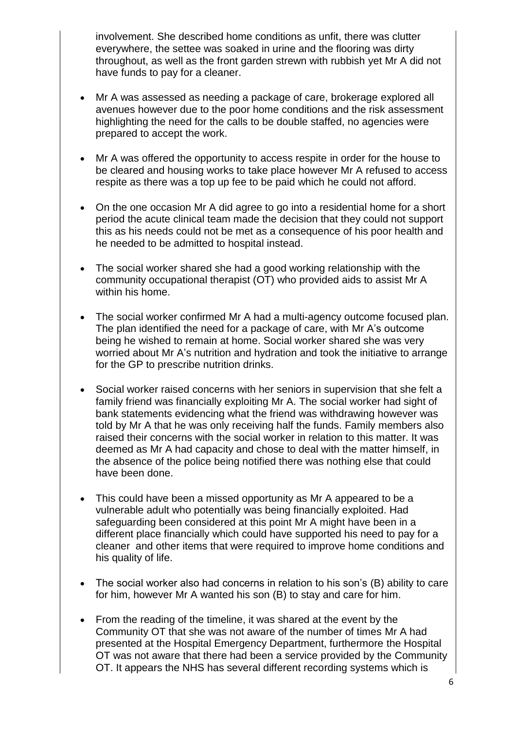involvement. She described home conditions as unfit, there was clutter everywhere, the settee was soaked in urine and the flooring was dirty throughout, as well as the front garden strewn with rubbish yet Mr A did not have funds to pay for a cleaner.

- Mr A was assessed as needing a package of care, brokerage explored all avenues however due to the poor home conditions and the risk assessment highlighting the need for the calls to be double staffed, no agencies were prepared to accept the work.

- Mr A was offered the opportunity to access respite in order for the house to be cleared and housing works to take place however Mr A refused to access respite as there was a top up fee to be paid which he could not afford.

- On the one occasion Mr A did agree to go into a residential home for a short period the acute clinical team made the decision that they could not support this as his needs could not be met as a consequence of his poor health and he needed to be admitted to hospital instead.

- The social worker shared she had a good working relationship with the community occupational therapist (OT) who provided aids to assist Mr A within his home.

- The social worker confirmed Mr A had a multi-agency outcome focused plan. The plan identified the need for a package of care, with Mr A's outcome being he wished to remain at home. Social worker shared she was very worried about Mr A's nutrition and hydration and took the initiative to arrange for the GP to prescribe nutrition drinks.

- Social worker raised concerns with her seniors in supervision that she felt a family friend was financially exploiting Mr A. The social worker had sight of bank statements evidencing what the friend was withdrawing however was told by Mr A that he was only receiving half the funds. Family members also raised their concerns with the social worker in relation to this matter. It was deemed as Mr A had capacity and chose to deal with the matter himself, in the absence of the police being notified there was nothing else that could have been done.

- This could have been a missed opportunity as Mr A appeared to be a vulnerable adult who potentially was being financially exploited. Had safeguarding been considered at this point Mr A might have been in a different place financially which could have supported his need to pay for a cleaner and other items that were required to improve home conditions and his quality of life.

- The social worker also had concerns in relation to his son's (B) ability to care for him, however Mr A wanted his son (B) to stay and care for him.

- From the reading of the timeline, it was shared at the event by the Community OT that she was not aware of the number of times Mr A had presented at the Hospital Emergency Department, furthermore the Hospital OT was not aware that there had been a service provided by the Community OT. It appears the NHS has several different recording systems which is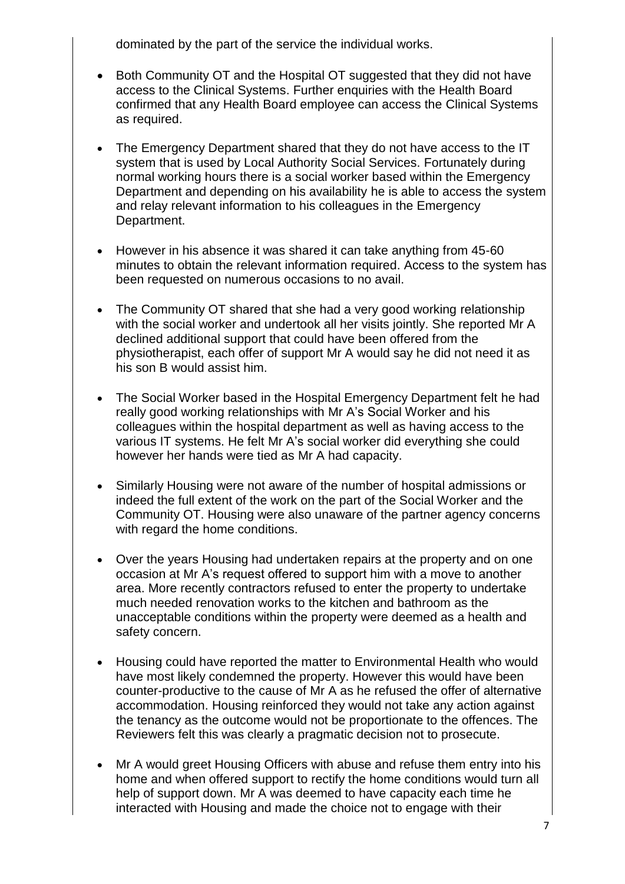dominated by the part of the service the individual works.

- Both Community OT and the Hospital OT suggested that they did not have access to the Clinical Systems. Further enquiries with the Health Board confirmed that any Health Board employee can access the Clinical Systems as required.

- The Emergency Department shared that they do not have access to the IT system that is used by Local Authority Social Services. Fortunately during normal working hours there is a social worker based within the Emergency Department and depending on his availability he is able to access the system and relay relevant information to his colleagues in the Emergency Department.

- However in his absence it was shared it can take anything from 45-60 minutes to obtain the relevant information required. Access to the system has been requested on numerous occasions to no avail.

- The Community OT shared that she had a very good working relationship with the social worker and undertook all her visits jointly. She reported Mr A declined additional support that could have been offered from the physiotherapist, each offer of support Mr A would say he did not need it as his son B would assist him.

- The Social Worker based in the Hospital Emergency Department felt he had really good working relationships with Mr A's Social Worker and his colleagues within the hospital department as well as having access to the various IT systems. He felt Mr A's social worker did everything she could however her hands were tied as Mr A had capacity.

- Similarly Housing were not aware of the number of hospital admissions or indeed the full extent of the work on the part of the Social Worker and the Community OT. Housing were also unaware of the partner agency concerns with regard the home conditions.

- Over the years Housing had undertaken repairs at the property and on one occasion at Mr A's request offered to support him with a move to another area. More recently contractors refused to enter the property to undertake much needed renovation works to the kitchen and bathroom as the unacceptable conditions within the property were deemed as a health and safety concern.

- Housing could have reported the matter to Environmental Health who would have most likely condemned the property. However this would have been counter-productive to the cause of Mr A as he refused the offer of alternative accommodation. Housing reinforced they would not take any action against the tenancy as the outcome would not be proportionate to the offences. The Reviewers felt this was clearly a pragmatic decision not to prosecute.

- Mr A would greet Housing Officers with abuse and refuse them entry into his home and when offered support to rectify the home conditions would turn all help of support down. Mr A was deemed to have capacity each time he interacted with Housing and made the choice not to engage with their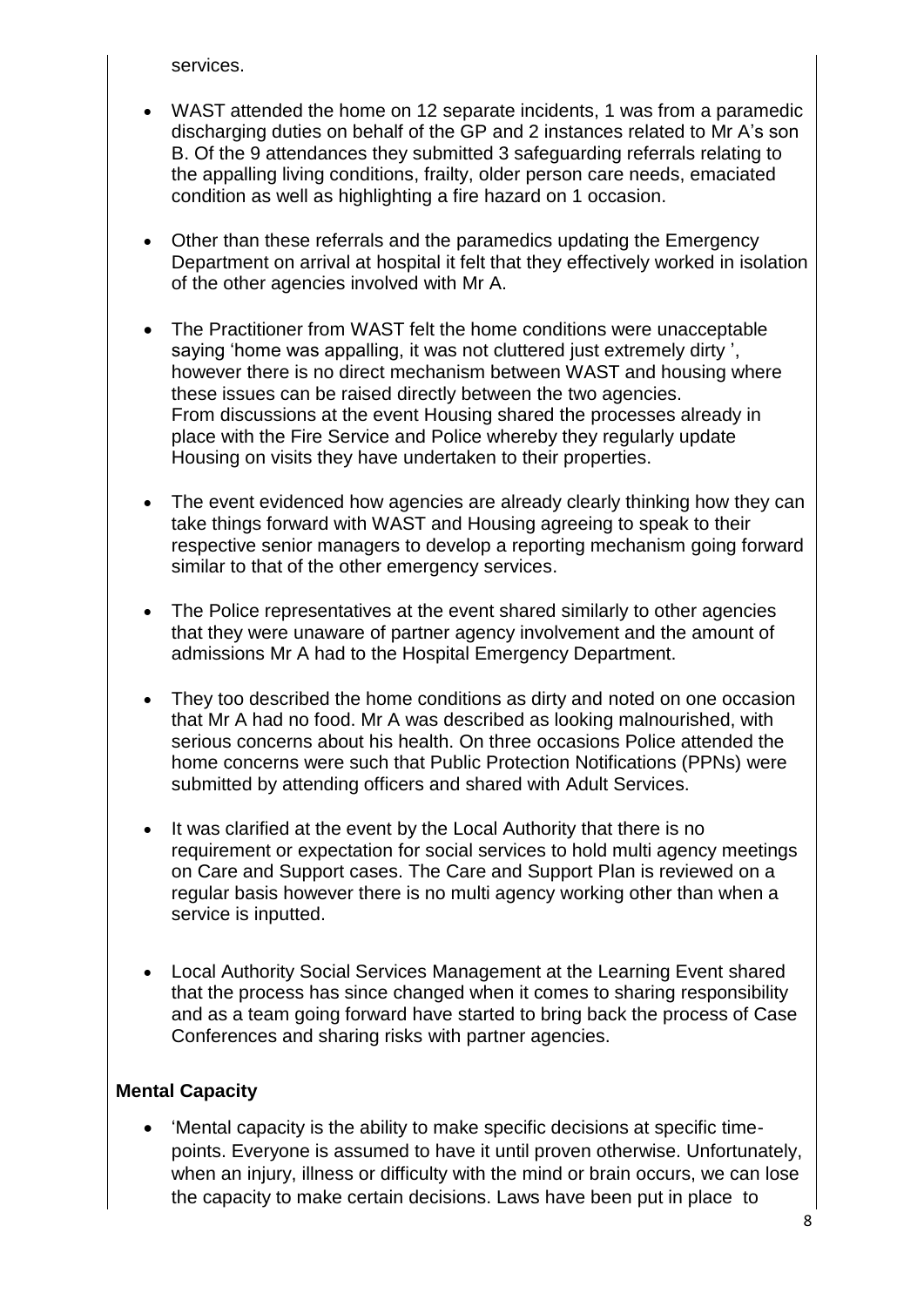services.

- WAST attended the home on 12 separate incidents, 1 was from a paramedic discharging duties on behalf of the GP and 2 instances related to Mr A's son B. Of the 9 attendances they submitted 3 safeguarding referrals relating to the appalling living conditions, frailty, older person care needs, emaciated condition as well as highlighting a fire hazard on 1 occasion.

- Other than these referrals and the paramedics updating the Emergency Department on arrival at hospital it felt that they effectively worked in isolation of the other agencies involved with Mr A.

- The Practitioner from WAST felt the home conditions were unacceptable saying 'home was appalling, it was not cluttered just extremely dirty ', however there is no direct mechanism between WAST and housing where these issues can be raised directly between the two agencies. From discussions at the event Housing shared the processes already in place with the Fire Service and Police whereby they regularly update Housing on visits they have undertaken to their properties.

- The event evidenced how agencies are already clearly thinking how they can take things forward with WAST and Housing agreeing to speak to their respective senior managers to develop a reporting mechanism going forward similar to that of the other emergency services.

- The Police representatives at the event shared similarly to other agencies that they were unaware of partner agency involvement and the amount of admissions Mr A had to the Hospital Emergency Department.

- They too described the home conditions as dirty and noted on one occasion that Mr A had no food. Mr A was described as looking malnourished, with serious concerns about his health. On three occasions Police attended the home concerns were such that Public Protection Notifications (PPNs) were submitted by attending officers and shared with Adult Services.

- It was clarified at the event by the Local Authority that there is no requirement or expectation for social services to hold multi agency meetings on Care and Support cases. The Care and Support Plan is reviewed on a regular basis however there is no multi agency working other than when a service is inputted.

- Local Authority Social Services Management at the Learning Event shared that the process has since changed when it comes to sharing responsibility and as a team going forward have started to bring back the process of Case Conferences and sharing risks with partner agencies.

**Mental Capacity**

- 'Mental capacity is the ability to make specific decisions at specific time-points. Everyone is assumed to have it until proven otherwise. Unfortunately, when an injury, illness or difficulty with the mind or brain occurs, we can lose the capacity to make certain decisions. Laws have been put in place to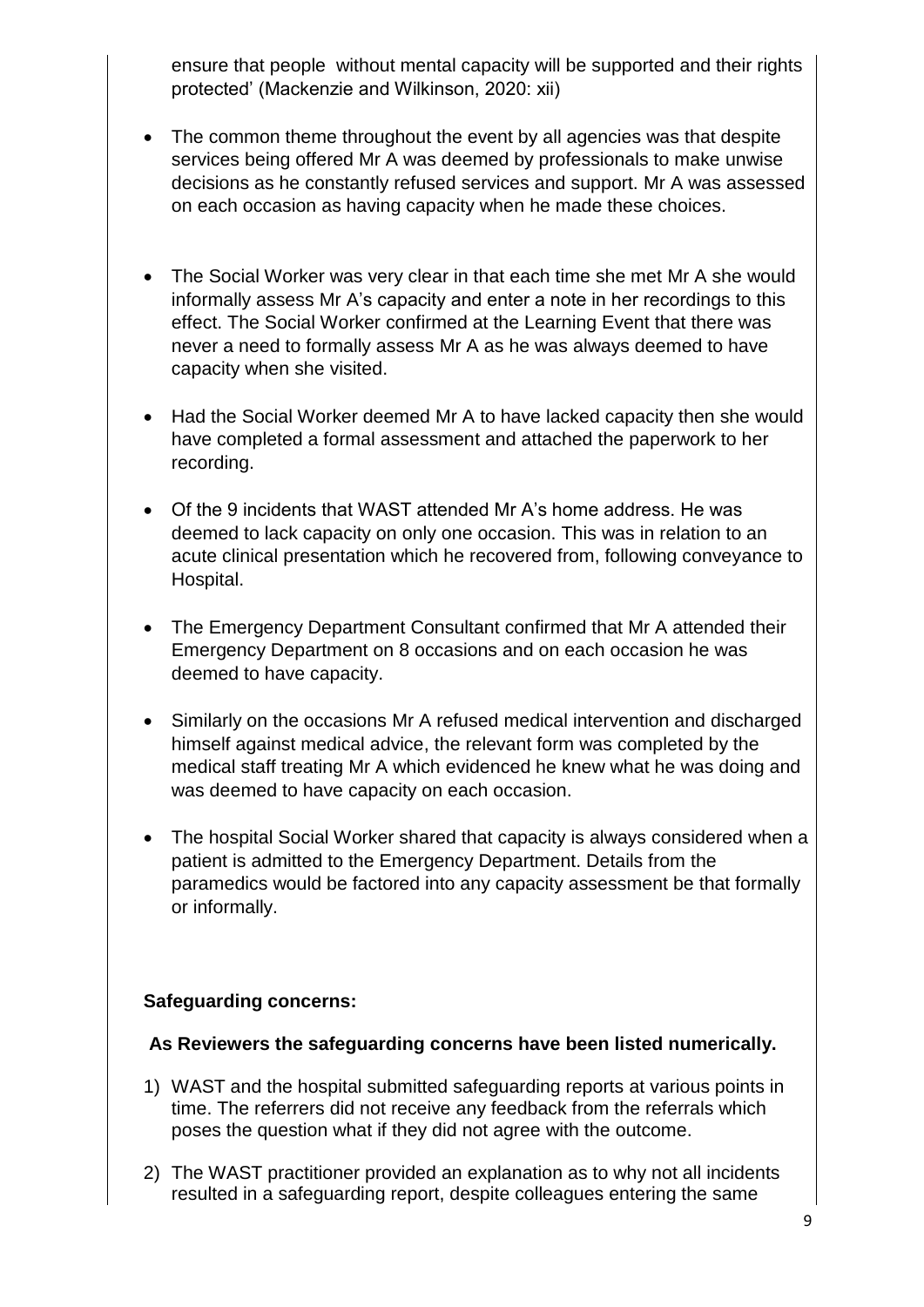ensure that people without mental capacity will be supported and their rights protected' (Mackenzie and Wilkinson, 2020: xii)

- The common theme throughout the event by all agencies was that despite services being offered Mr A was deemed by professionals to make unwise decisions as he constantly refused services and support. Mr A was assessed on each occasion as having capacity when he made these choices.

- The Social Worker was very clear in that each time she met Mr A she would informally assess Mr A's capacity and enter a note in her recordings to this effect. The Social Worker confirmed at the Learning Event that there was never a need to formally assess Mr A as he was always deemed to have capacity when she visited.

- Had the Social Worker deemed Mr A to have lacked capacity then she would have completed a formal assessment and attached the paperwork to her recording.

- Of the 9 incidents that WAST attended Mr A's home address. He was deemed to lack capacity on only one occasion. This was in relation to an acute clinical presentation which he recovered from, following conveyance to Hospital.

- The Emergency Department Consultant confirmed that Mr A attended their Emergency Department on 8 occasions and on each occasion he was deemed to have capacity.

- Similarly on the occasions Mr A refused medical intervention and discharged himself against medical advice, the relevant form was completed by the medical staff treating Mr A which evidenced he knew what he was doing and was deemed to have capacity on each occasion.

- The hospital Social Worker shared that capacity is always considered when a patient is admitted to the Emergency Department. Details from the paramedics would be factored into any capacity assessment be that formally or informally.

**Safeguarding concerns:**

**As Reviewers the safeguarding concerns have been listed numerically.**

1) WAST and the hospital submitted safeguarding reports at various points in time. The referrers did not receive any feedback from the referrals which poses the question what if they did not agree with the outcome.

2) The WAST practitioner provided an explanation as to why not all incidents resulted in a safeguarding report, despite colleagues entering the same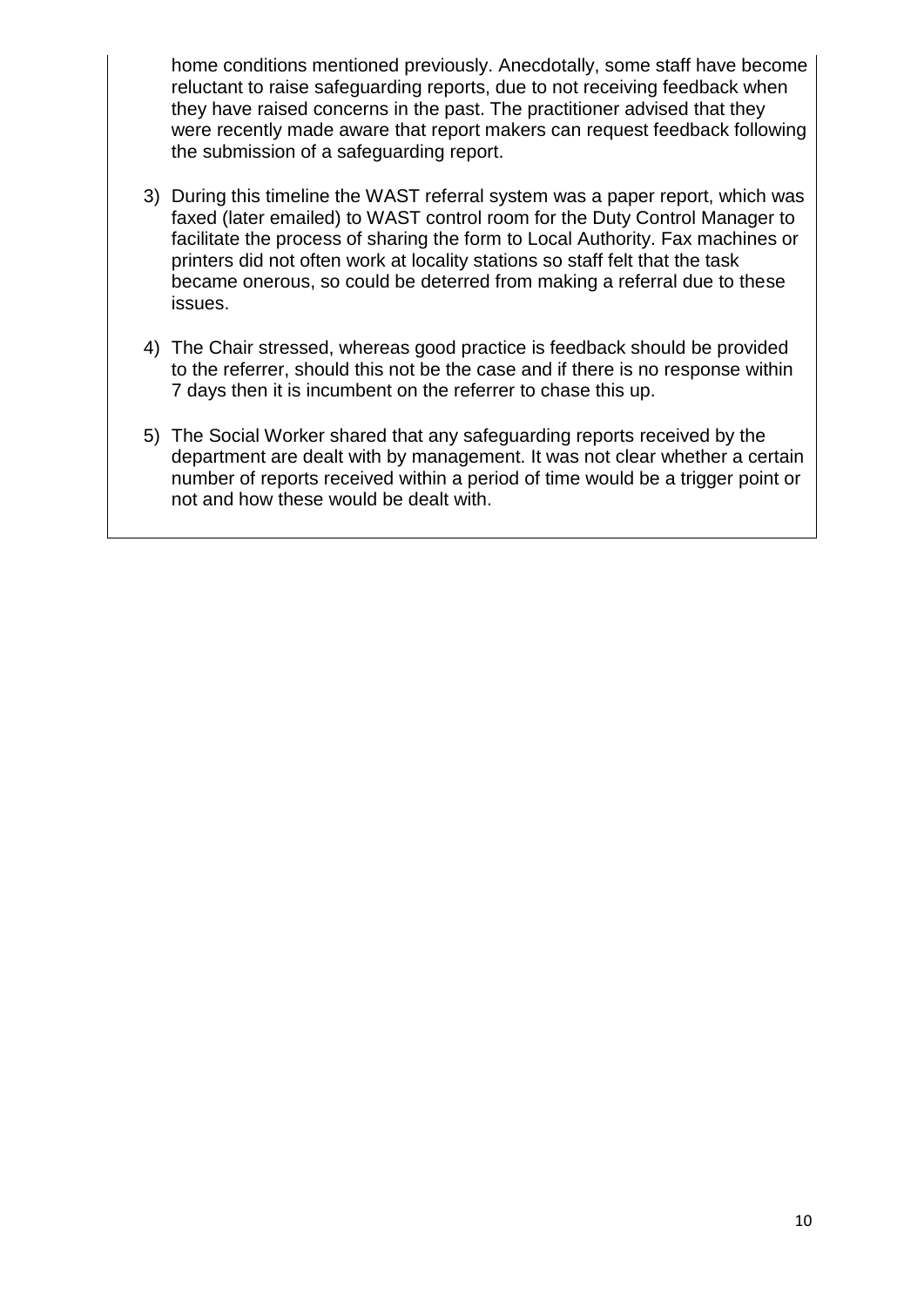home conditions mentioned previously. Anecdotally, some staff have become reluctant to raise safeguarding reports, due to not receiving feedback when they have raised concerns in the past. The practitioner advised that they were recently made aware that report makers can request feedback following the submission of a safeguarding report.

3) During this timeline the WAST referral system was a paper report, which was faxed (later emailed) to WAST control room for the Duty Control Manager to facilitate the process of sharing the form to Local Authority. Fax machines or printers did not often work at locality stations so staff felt that the task became onerous, so could be deterred from making a referral due to these issues.

4) The Chair stressed, whereas good practice is feedback should be provided to the referrer, should this not be the case and if there is no response within 7 days then it is incumbent on the referrer to chase this up.

5) The Social Worker shared that any safeguarding reports received by the department are dealt with by management. It was not clear whether a certain number of reports received within a period of time would be a trigger point or not and how these would be dealt with.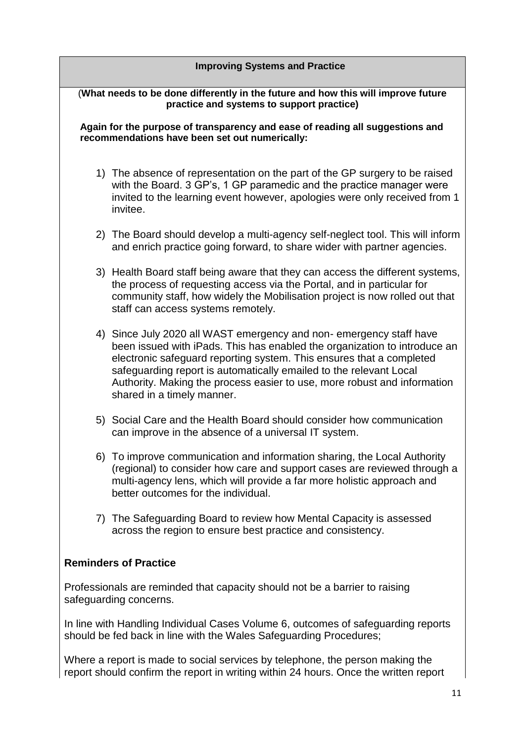**Improving Systems and Practice**

(**What needs to be done differently in the future and how this will improve future practice and systems to support practice)**

**Again for the purpose of transparency and ease of reading all suggestions and recommendations have been set out numerically:**

1) The absence of representation on the part of the GP surgery to be raised with the Board. 3 GP's, 1 GP paramedic and the practice manager were invited to the learning event however, apologies were only received from 1 invitee.

2) The Board should develop a multi-agency self-neglect tool. This will inform and enrich practice going forward, to share wider with partner agencies.

3) Health Board staff being aware that they can access the different systems, the process of requesting access via the Portal, and in particular for community staff, how widely the Mobilisation project is now rolled out that staff can access systems remotely.

4) Since July 2020 all WAST emergency and non- emergency staff have been issued with iPads. This has enabled the organization to introduce an electronic safeguard reporting system. This ensures that a completed safeguarding report is automatically emailed to the relevant Local Authority. Making the process easier to use, more robust and information shared in a timely manner.

5) Social Care and the Health Board should consider how communication can improve in the absence of a universal IT system.

6) To improve communication and information sharing, the Local Authority (regional) to consider how care and support cases are reviewed through a multi-agency lens, which will provide a far more holistic approach and better outcomes for the individual.

7) The Safeguarding Board to review how Mental Capacity is assessed across the region to ensure best practice and consistency.

**Reminders of Practice**

Professionals are reminded that capacity should not be a barrier to raising safeguarding concerns.

In line with Handling Individual Cases Volume 6, outcomes of safeguarding reports should be fed back in line with the Wales Safeguarding Procedures;

Where a report is made to social services by telephone, the person making the report should confirm the report in writing within 24 hours. Once the written report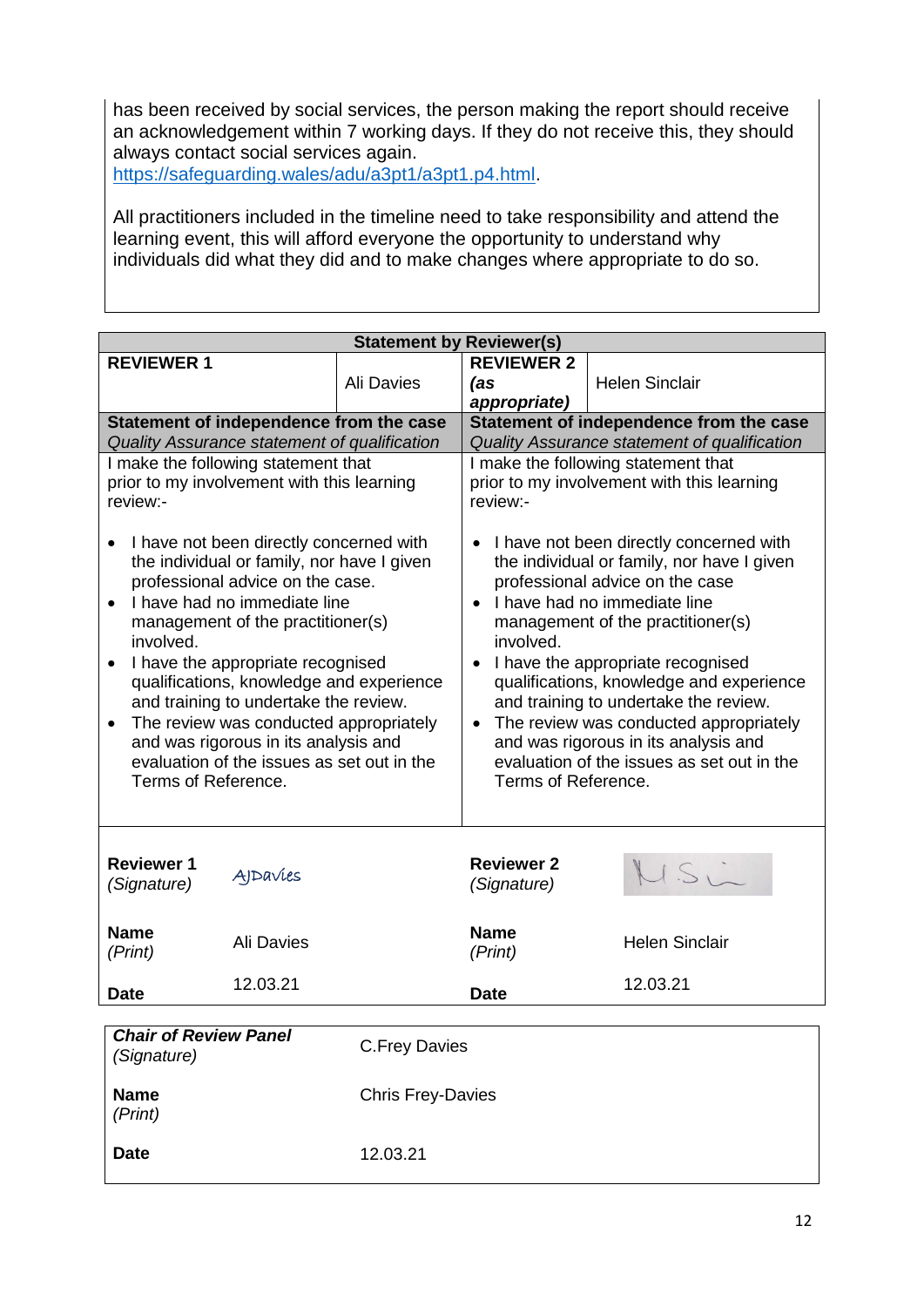has been received by social services, the person making the report should receive an acknowledgement within 7 working days. If they do not receive this, they should always contact social services again. https://safeguarding.wales/adu/a3pt1/a3pt1.p4.html.

All practitioners included in the timeline need to take responsibility and attend the learning event, this will afford everyone the opportunity to understand why individuals did what they did and to make changes where appropriate to do so.

| **Statement by Reviewer(s)** | | | |
|---|---|---|---|
| **REVIEWER 1** | Ali Davies | **REVIEWER 2** ***(as appropriate)*** | Helen Sinclair |
| **Statement of independence from the case** *Quality Assurance statement of qualification* | | **Statement of independence from the case** *Quality Assurance statement of qualification* | |
| I make the following statement that prior to my involvement with this learning review:- <br><br> • I have not been directly concerned with the individual or family, nor have I given professional advice on the case. <br> • I have had no immediate line management of the practitioner(s) involved. <br> • I have the appropriate recognised qualifications, knowledge and experience and training to undertake the review. <br> • The review was conducted appropriately and was rigorous in its analysis and evaluation of the issues as set out in the Terms of Reference. | | I make the following statement that prior to my involvement with this learning review:- <br><br> • I have not been directly concerned with the individual or family, nor have I given professional advice on the case <br> • I have had no immediate line management of the practitioner(s) involved. <br> • I have the appropriate recognised qualifications, knowledge and experience and training to undertake the review. <br> • The review was conducted appropriately and was rigorous in its analysis and evaluation of the issues as set out in the Terms of Reference. | |
| **Reviewer 1** *(Signature)* | AJDavies | **Reviewer 2** *(Signature)* | H.S |
| **Name** *(Print)* | Ali Davies | **Name** *(Print)* | Helen Sinclair |
| **Date** | 12.03.21 | **Date** | 12.03.21 |

| | |
|---|---|
| ***Chair of Review Panel*** *(Signature)* | C.Frey Davies |
| **Name** *(Print)* | Chris Frey-Davies |
| **Date** | 12.03.21 |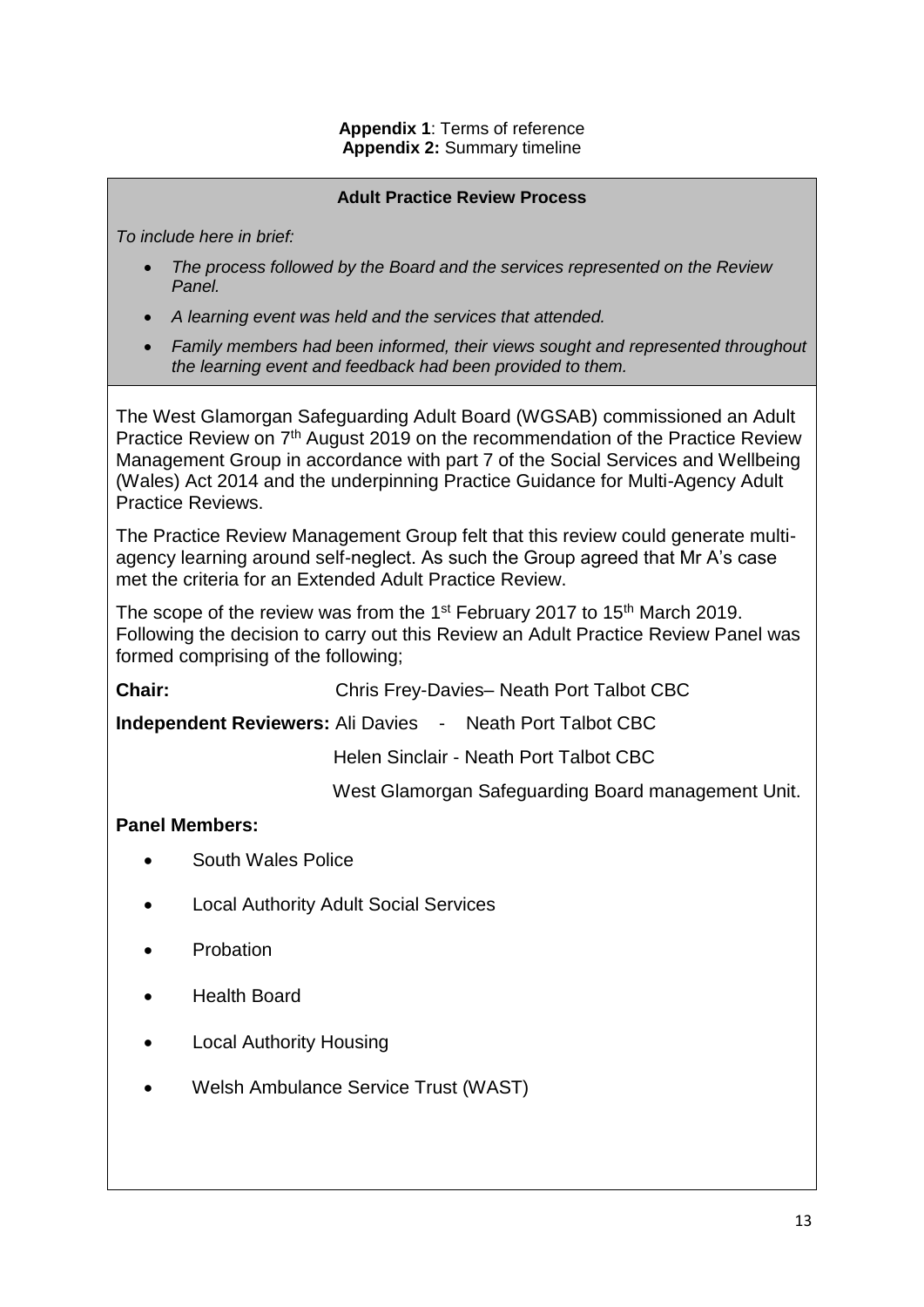**Appendix 1**: Terms of reference
**Appendix 2:** Summary timeline

**Adult Practice Review Process**

*To include here in brief:*

- *The process followed by the Board and the services represented on the Review Panel.*
- *A learning event was held and the services that attended.*
- *Family members had been informed, their views sought and represented throughout the learning event and feedback had been provided to them.*

The West Glamorgan Safeguarding Adult Board (WGSAB) commissioned an Adult Practice Review on 7th August 2019 on the recommendation of the Practice Review Management Group in accordance with part 7 of the Social Services and Wellbeing (Wales) Act 2014 and the underpinning Practice Guidance for Multi-Agency Adult Practice Reviews.

The Practice Review Management Group felt that this review could generate multi-agency learning around self-neglect. As such the Group agreed that Mr A's case met the criteria for an Extended Adult Practice Review.

The scope of the review was from the 1st February 2017 to 15th March 2019. Following the decision to carry out this Review an Adult Practice Review Panel was formed comprising of the following;

**Chair:** Chris Frey-Davies– Neath Port Talbot CBC

**Independent Reviewers:** Ali Davies - Neath Port Talbot CBC

Helen Sinclair - Neath Port Talbot CBC

West Glamorgan Safeguarding Board management Unit.

**Panel Members:**

- South Wales Police
- Local Authority Adult Social Services
- Probation
- Health Board
- Local Authority Housing
- Welsh Ambulance Service Trust (WAST)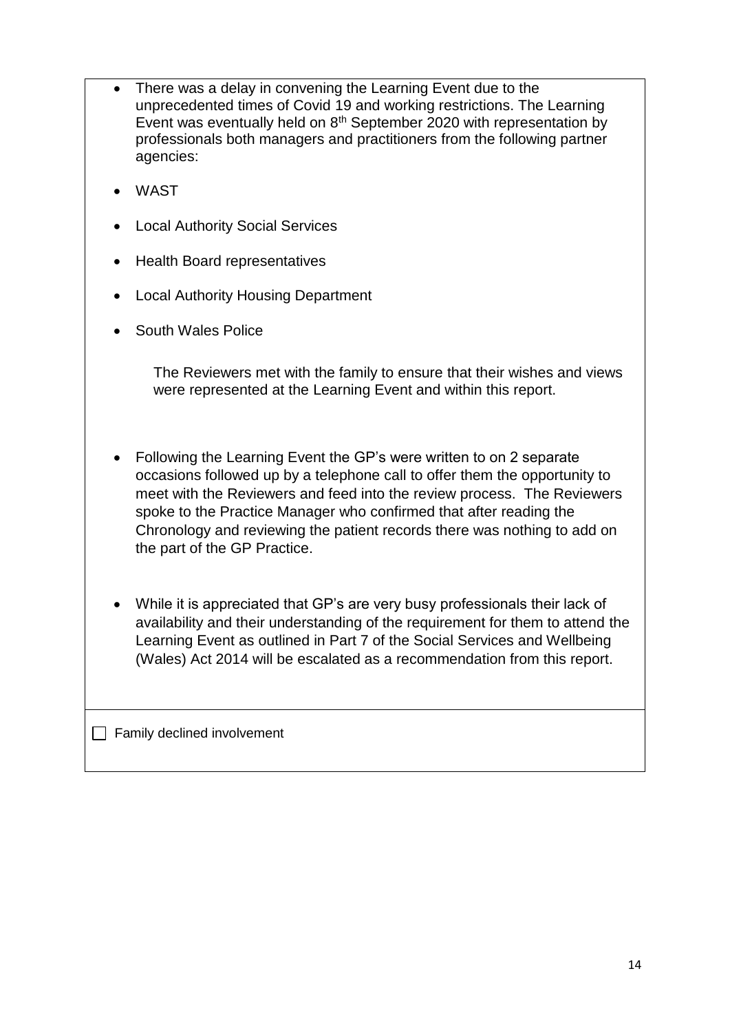- There was a delay in convening the Learning Event due to the unprecedented times of Covid 19 and working restrictions. The Learning Event was eventually held on 8th September 2020 with representation by professionals both managers and practitioners from the following partner agencies:
- WAST
- Local Authority Social Services
- Health Board representatives
- Local Authority Housing Department
- South Wales Police

  The Reviewers met with the family to ensure that their wishes and views were represented at the Learning Event and within this report.

- Following the Learning Event the GP's were written to on 2 separate occasions followed up by a telephone call to offer them the opportunity to meet with the Reviewers and feed into the review process. The Reviewers spoke to the Practice Manager who confirmed that after reading the Chronology and reviewing the patient records there was nothing to add on the part of the GP Practice.

- While it is appreciated that GP's are very busy professionals their lack of availability and their understanding of the requirement for them to attend the Learning Event as outlined in Part 7 of the Social Services and Wellbeing (Wales) Act 2014 will be escalated as a recommendation from this report.

☐ Family declined involvement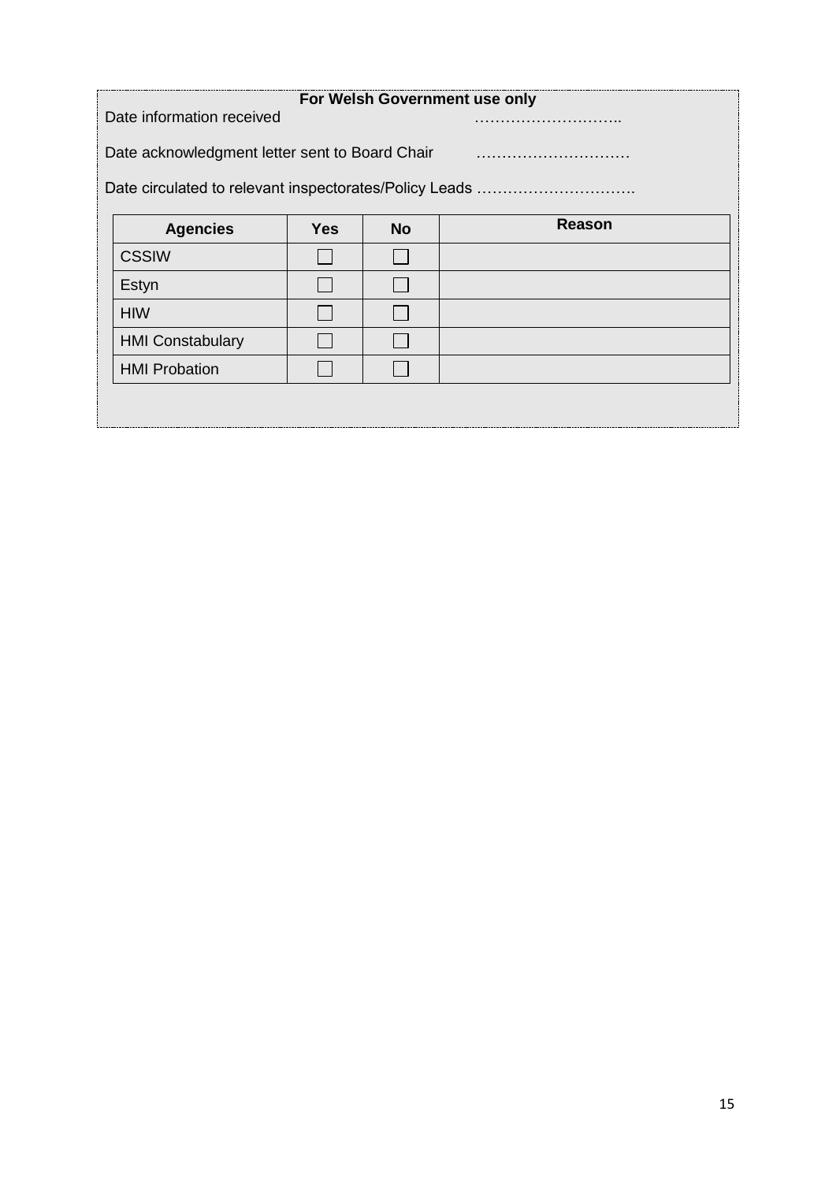**For Welsh Government use only**

Date information received ………………………..

Date acknowledgment letter sent to Board Chair …………………………

Date circulated to relevant inspectorates/Policy Leads ………………………….

| Agencies | Yes | No | Reason |
|---|---|---|---|
| CSSIW | ☐ | ☐ | |
| Estyn | ☐ | ☐ | |
| HIW | ☐ | ☐ | |
| HMI Constabulary | ☐ | ☐ | |
| HMI Probation | ☐ | ☐ | |